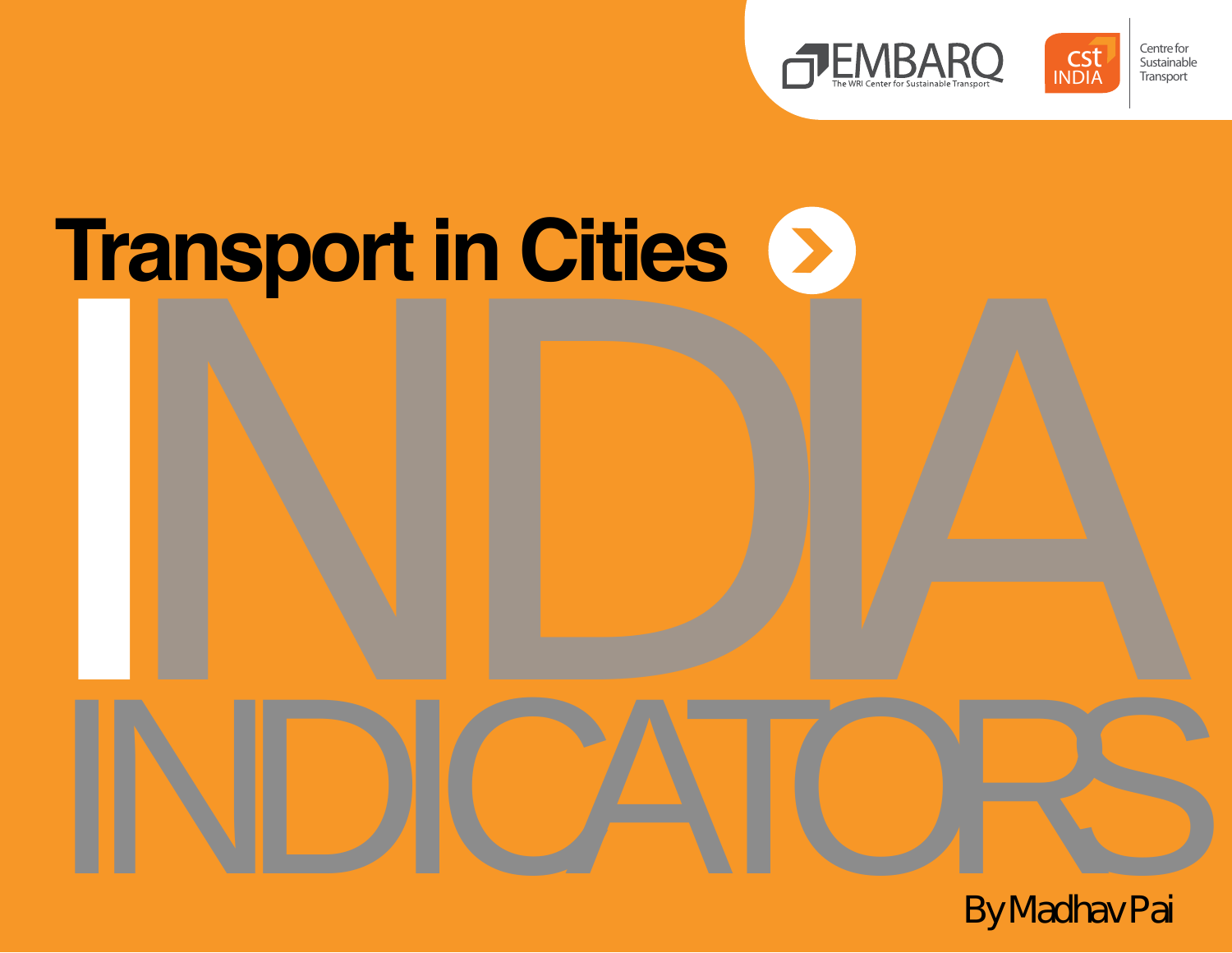EMBARQ
The WRI Center for Sustainable Transport

cst INDIA
Centre for Sustainable Transport

# Transport in Cities INDIA INDICATORS

By Madhav Pai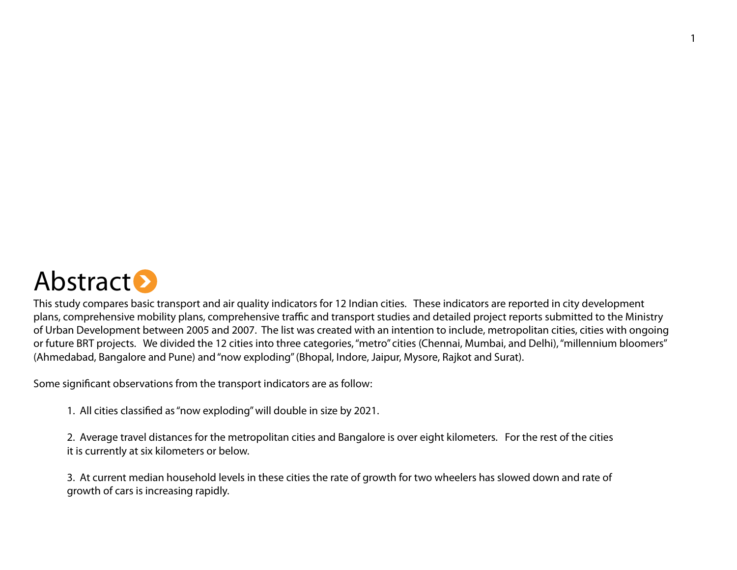# Abstract

This study compares basic transport and air quality indicators for 12 Indian cities. These indicators are reported in city development plans, comprehensive mobility plans, comprehensive traffic and transport studies and detailed project reports submitted to the Ministry of Urban Development between 2005 and 2007. The list was created with an intention to include, metropolitan cities, cities with ongoing or future BRT projects. We divided the 12 cities into three categories, "metro" cities (Chennai, Mumbai, and Delhi), "millennium bloomers" (Ahmedabad, Bangalore and Pune) and "now exploding" (Bhopal, Indore, Jaipur, Mysore, Rajkot and Surat).

Some significant observations from the transport indicators are as follow:

1. All cities classified as "now exploding" will double in size by 2021.

2. Average travel distances for the metropolitan cities and Bangalore is over eight kilometers. For the rest of the cities it is currently at six kilometers or below.

3. At current median household levels in these cities the rate of growth for two wheelers has slowed down and rate of growth of cars is increasing rapidly.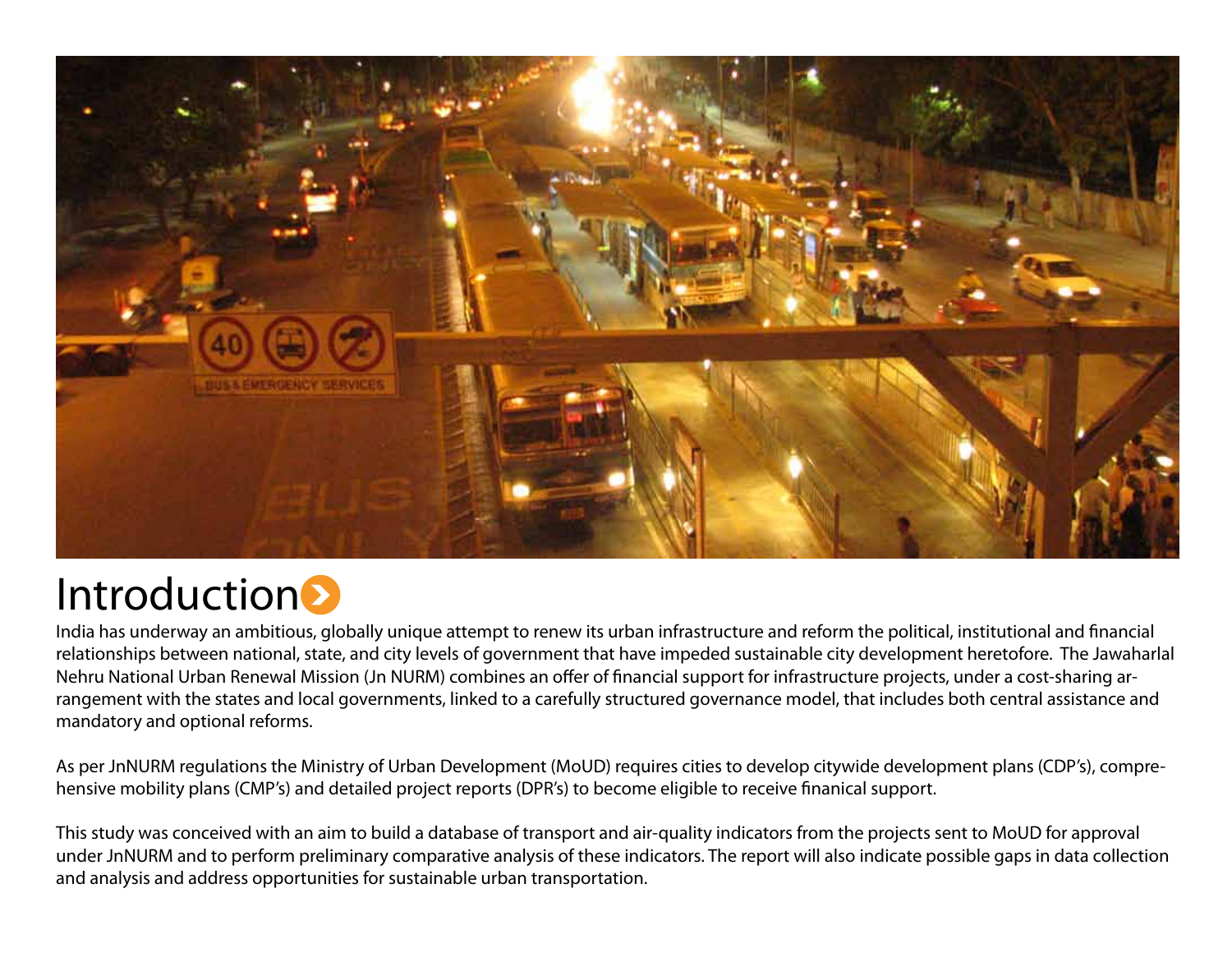# Introduction

India has underway an ambitious, globally unique attempt to renew its urban infrastructure and reform the political, institutional and financial relationships between national, state, and city levels of government that have impeded sustainable city development heretofore. The Jawaharlal Nehru National Urban Renewal Mission (Jn NURM) combines an offer of financial support for infrastructure projects, under a cost-sharing arrangement with the states and local governments, linked to a carefully structured governance model, that includes both central assistance and mandatory and optional reforms.

As per JnNURM regulations the Ministry of Urban Development (MoUD) requires cities to develop citywide development plans (CDP's), comprehensive mobility plans (CMP's) and detailed project reports (DPR's) to become eligible to receive finanical support.

This study was conceived with an aim to build a database of transport and air-quality indicators from the projects sent to MoUD for approval under JnNURM and to perform preliminary comparative analysis of these indicators. The report will also indicate possible gaps in data collection and analysis and address opportunities for sustainable urban transportation.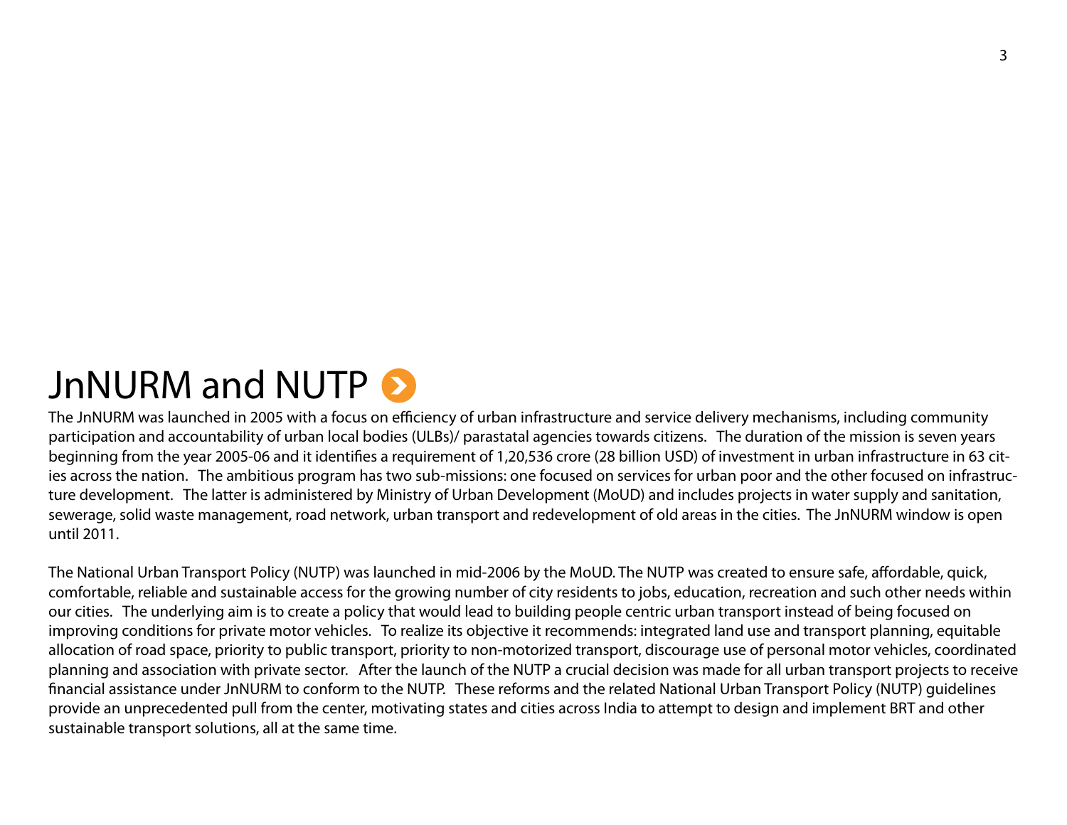# JnNURM and NUTP

The JnNURM was launched in 2005 with a focus on efficiency of urban infrastructure and service delivery mechanisms, including community participation and accountability of urban local bodies (ULBs)/ parastatal agencies towards citizens. The duration of the mission is seven years beginning from the year 2005-06 and it identifies a requirement of 1,20,536 crore (28 billion USD) of investment in urban infrastructure in 63 cities across the nation. The ambitious program has two sub-missions: one focused on services for urban poor and the other focused on infrastructure development. The latter is administered by Ministry of Urban Development (MoUD) and includes projects in water supply and sanitation, sewerage, solid waste management, road network, urban transport and redevelopment of old areas in the cities. The JnNURM window is open until 2011.

The National Urban Transport Policy (NUTP) was launched in mid-2006 by the MoUD. The NUTP was created to ensure safe, affordable, quick, comfortable, reliable and sustainable access for the growing number of city residents to jobs, education, recreation and such other needs within our cities. The underlying aim is to create a policy that would lead to building people centric urban transport instead of being focused on improving conditions for private motor vehicles. To realize its objective it recommends: integrated land use and transport planning, equitable allocation of road space, priority to public transport, priority to non-motorized transport, discourage use of personal motor vehicles, coordinated planning and association with private sector. After the launch of the NUTP a crucial decision was made for all urban transport projects to receive financial assistance under JnNURM to conform to the NUTP. These reforms and the related National Urban Transport Policy (NUTP) guidelines provide an unprecedented pull from the center, motivating states and cities across India to attempt to design and implement BRT and other sustainable transport solutions, all at the same time.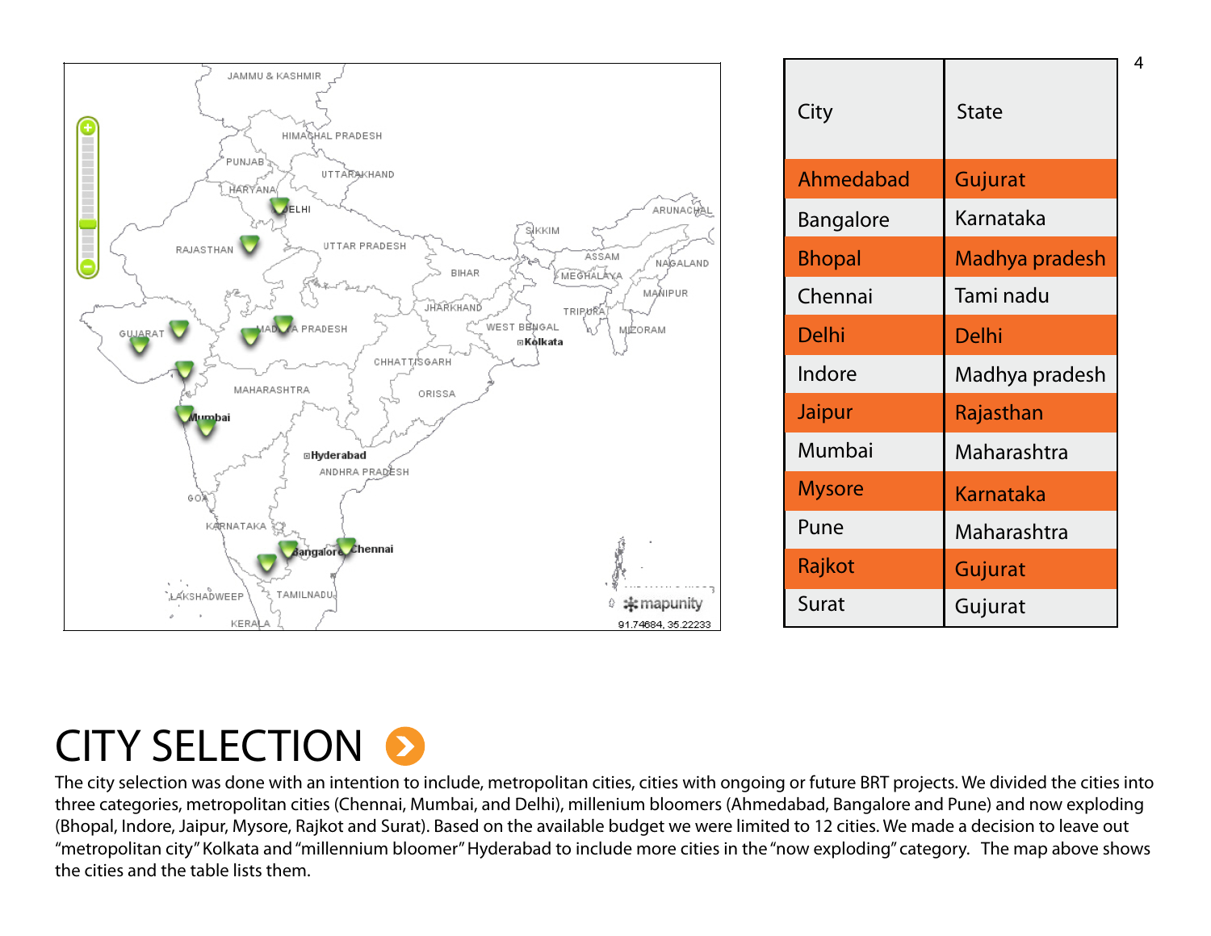| City | State |
|---|---|
| Ahmedabad | Gujurat |
| Bangalore | Karnataka |
| Bhopal | Madhya pradesh |
| Chennai | Tami nadu |
| Delhi | Delhi |
| Indore | Madhya pradesh |
| Jaipur | Rajasthan |
| Mumbai | Maharashtra |
| Mysore | Karnataka |
| Pune | Maharashtra |
| Rajkot | Gujurat |
| Surat | Gujurat |

# CITY SELECTION

The city selection was done with an intention to include, metropolitan cities, cities with ongoing or future BRT projects. We divided the cities into three categories, metropolitan cities (Chennai, Mumbai, and Delhi), millenium bloomers (Ahmedabad, Bangalore and Pune) and now exploding (Bhopal, Indore, Jaipur, Mysore, Rajkot and Surat). Based on the available budget we were limited to 12 cities. We made a decision to leave out "metropolitan city" Kolkata and "millennium bloomer" Hyderabad to include more cities in the "now exploding" category. The map above shows the cities and the table lists them.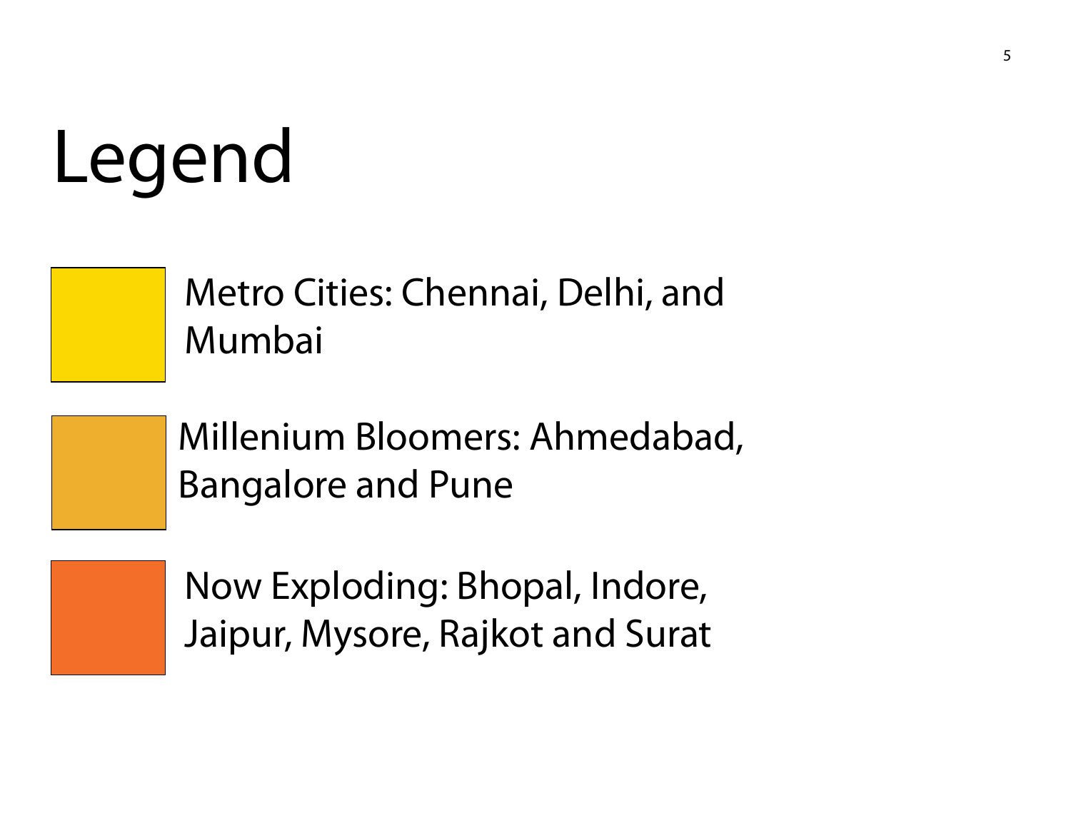# Legend

- Metro Cities: Chennai, Delhi, and Mumbai
- Millenium Bloomers: Ahmedabad, Bangalore and Pune
- Now Exploding: Bhopal, Indore, Jaipur, Mysore, Rajkot and Surat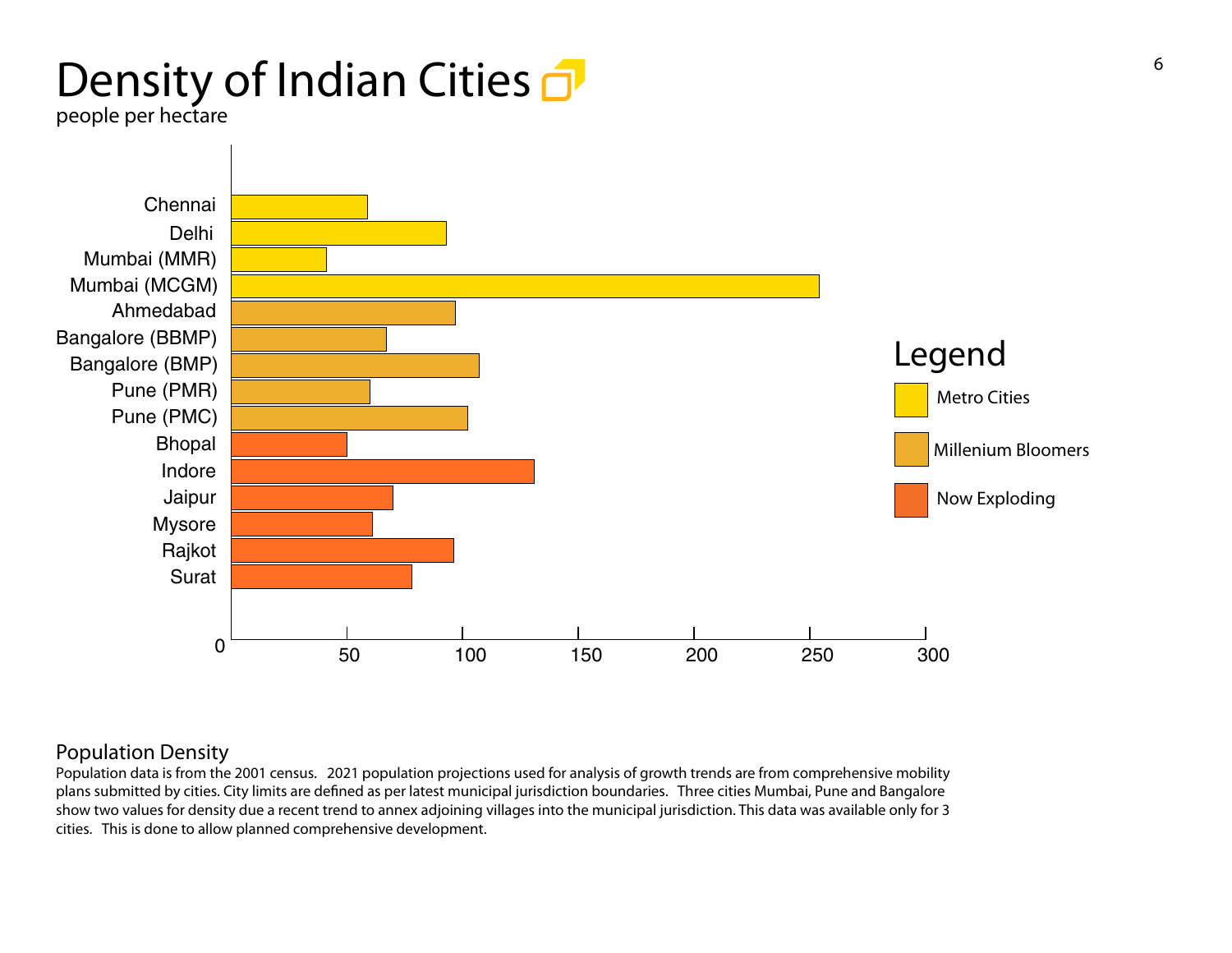# Density of Indian Cities

people per hectare

| City | Category | Density (approx.) |
|---|---|---|
| Chennai | Metro Cities | 59 |
| Delhi | Metro Cities | 93 |
| Mumbai (MMR) | Metro Cities | 41 |
| Mumbai (MCGM) | Metro Cities | 254 |
| Ahmedabad | Millenium Bloomers | 97 |
| Bangalore (BBMP) | Millenium Bloomers | 67 |
| Bangalore (BMP) | Millenium Bloomers | 107 |
| Pune (PMR) | Millenium Bloomers | 60 |
| Pune (PMC) | Millenium Bloomers | 102 |
| Bhopal | Now Exploding | 50 |
| Indore | Now Exploding | 131 |
| Jaipur | Now Exploding | 70 |
| Mysore | Now Exploding | 61 |
| Rajkot | Now Exploding | 96 |
| Surat | Now Exploding | 78 |

Legend: Metro Cities; Millenium Bloomers; Now Exploding

## Population Density

Population data is from the 2001 census. 2021 population projections used for analysis of growth trends are from comprehensive mobility plans submitted by cities. City limits are defined as per latest municipal jurisdiction boundaries. Three cities Mumbai, Pune and Bangalore show two values for density due a recent trend to annex adjoining villages into the municipal jurisdiction. This data was available only for 3 cities. This is done to allow planned comprehensive development.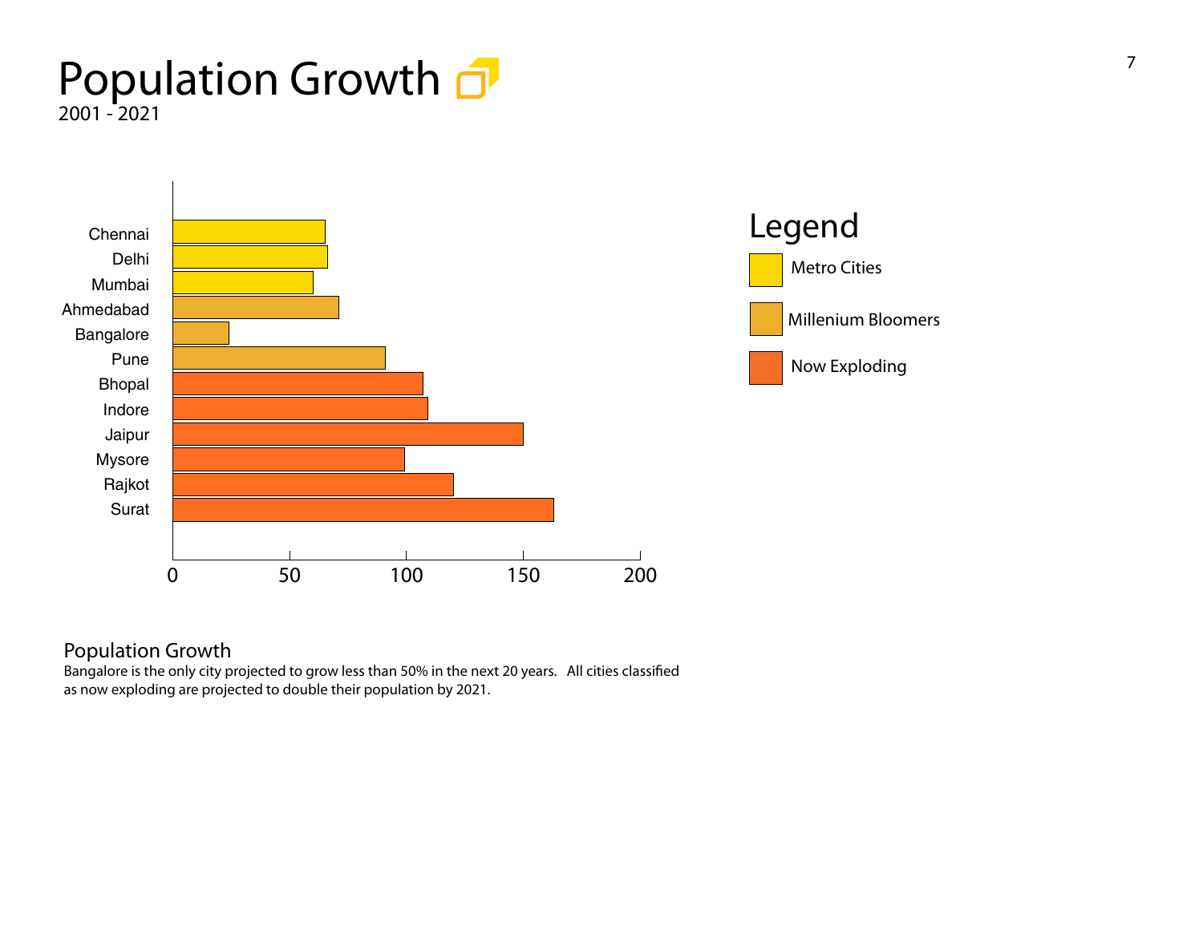# Population Growth

2001 - 2021

| City | Growth (%) | Category |
|---|---|---|
| Chennai | ~65 | Metro Cities |
| Delhi | ~66 | Metro Cities |
| Mumbai | ~60 | Metro Cities |
| Ahmedabad | ~71 | Millenium Bloomers |
| Bangalore | ~24 | Millenium Bloomers |
| Pune | ~91 | Millenium Bloomers |
| Bhopal | ~107 | Now Exploding |
| Indore | ~109 | Now Exploding |
| Jaipur | ~150 | Now Exploding |
| Mysore | ~99 | Now Exploding |
| Rajkot | ~120 | Now Exploding |
| Surat | ~163 | Now Exploding |

Legend

- Metro Cities
- Millenium Bloomers
- Now Exploding

## Population Growth

Bangalore is the only city projected to grow less than 50% in the next 20 years. All cities classified as now exploding are projected to double their population by 2021.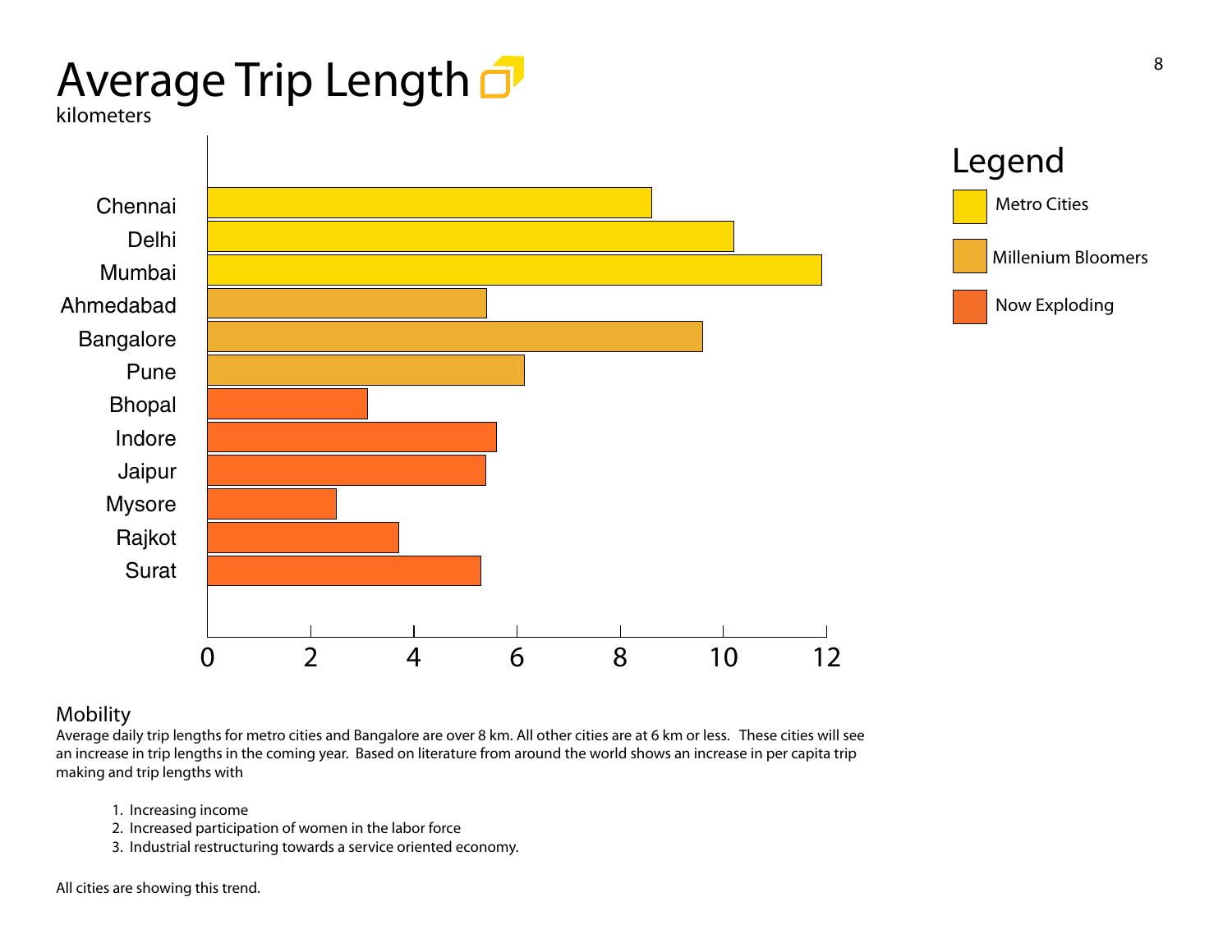# Average Trip Length

kilometers

| City | Category | Approx. trip length (km) |
|---|---|---|
| Chennai | Metro Cities | 8.6 |
| Delhi | Metro Cities | 10.2 |
| Mumbai | Metro Cities | 11.9 |
| Ahmedabad | Millenium Bloomers | 5.4 |
| Bangalore | Millenium Bloomers | 9.6 |
| Pune | Millenium Bloomers | 6.1 |
| Bhopal | Now Exploding | 3.1 |
| Indore | Now Exploding | 5.6 |
| Jaipur | Now Exploding | 5.4 |
| Mysore | Now Exploding | 2.5 |
| Rajkot | Now Exploding | 3.7 |
| Surat | Now Exploding | 5.3 |

Legend: Metro Cities; Millenium Bloomers; Now Exploding

## Mobility

Average daily trip lengths for metro cities and Bangalore are over 8 km. All other cities are at 6 km or less. These cities will see an increase in trip lengths in the coming year. Based on literature from around the world shows an increase in per capita trip making and trip lengths with

1. Increasing income
2. Increased participation of women in the labor force
3. Industrial restructuring towards a service oriented economy.

All cities are showing this trend.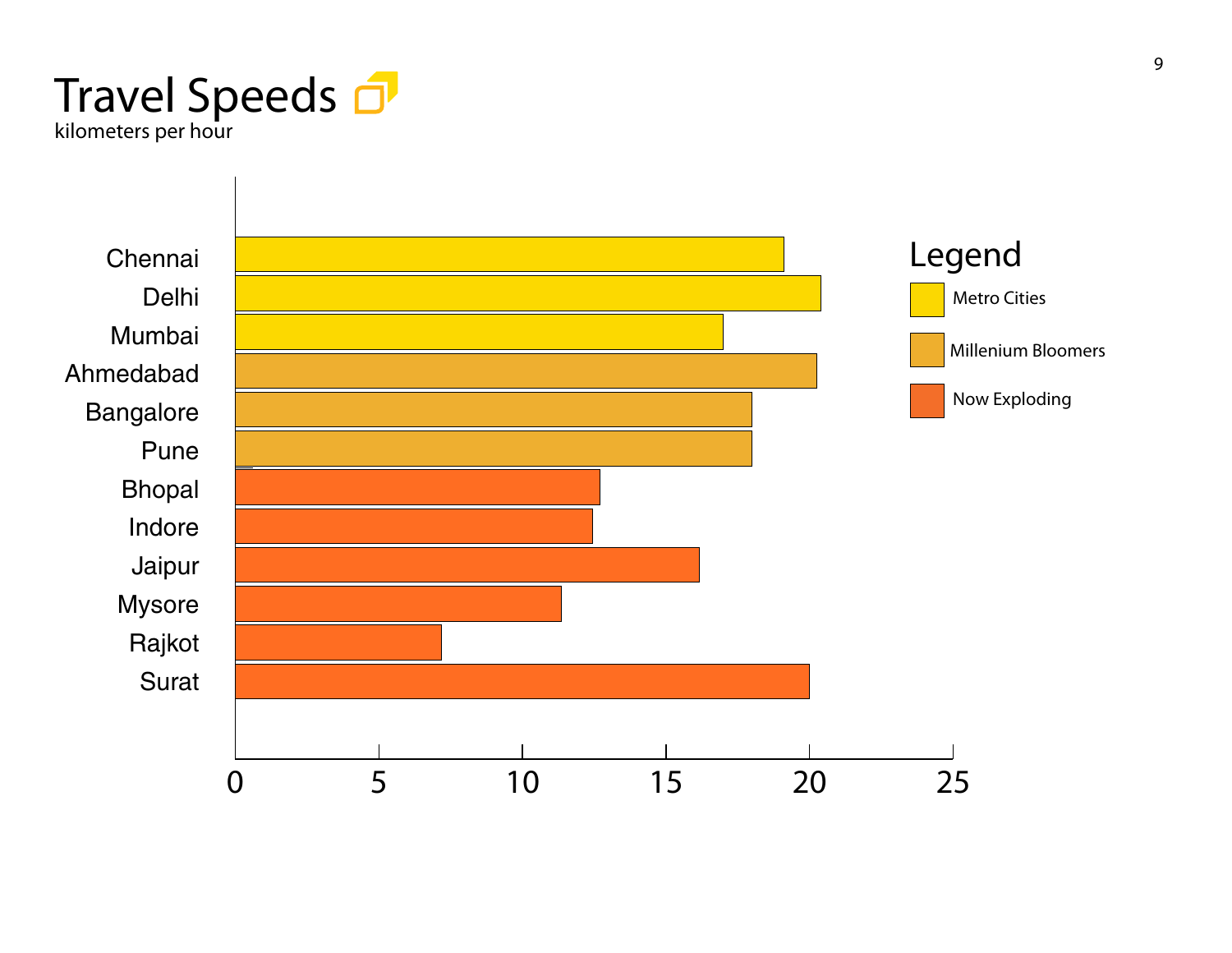# Travel Speeds

kilometers per hour

| City | Category | Travel Speed (km/h, approx.) |
|---|---|---|
| Chennai | Metro Cities | 19.1 |
| Delhi | Metro Cities | 20.4 |
| Mumbai | Metro Cities | 17 |
| Ahmedabad | Millenium Bloomers | 20.3 |
| Bangalore | Millenium Bloomers | 18 |
| Pune | Millenium Bloomers | 18 |
| Bhopal | Now Exploding | 12.7 |
| Indore | Now Exploding | 12.4 |
| Jaipur | Now Exploding | 16.2 |
| Mysore | Now Exploding | 11.4 |
| Rajkot | Now Exploding | 7.2 |
| Surat | Now Exploding | 20 |

Legend

- Metro Cities
- Millenium Bloomers
- Now Exploding

0 5 10 15 20 25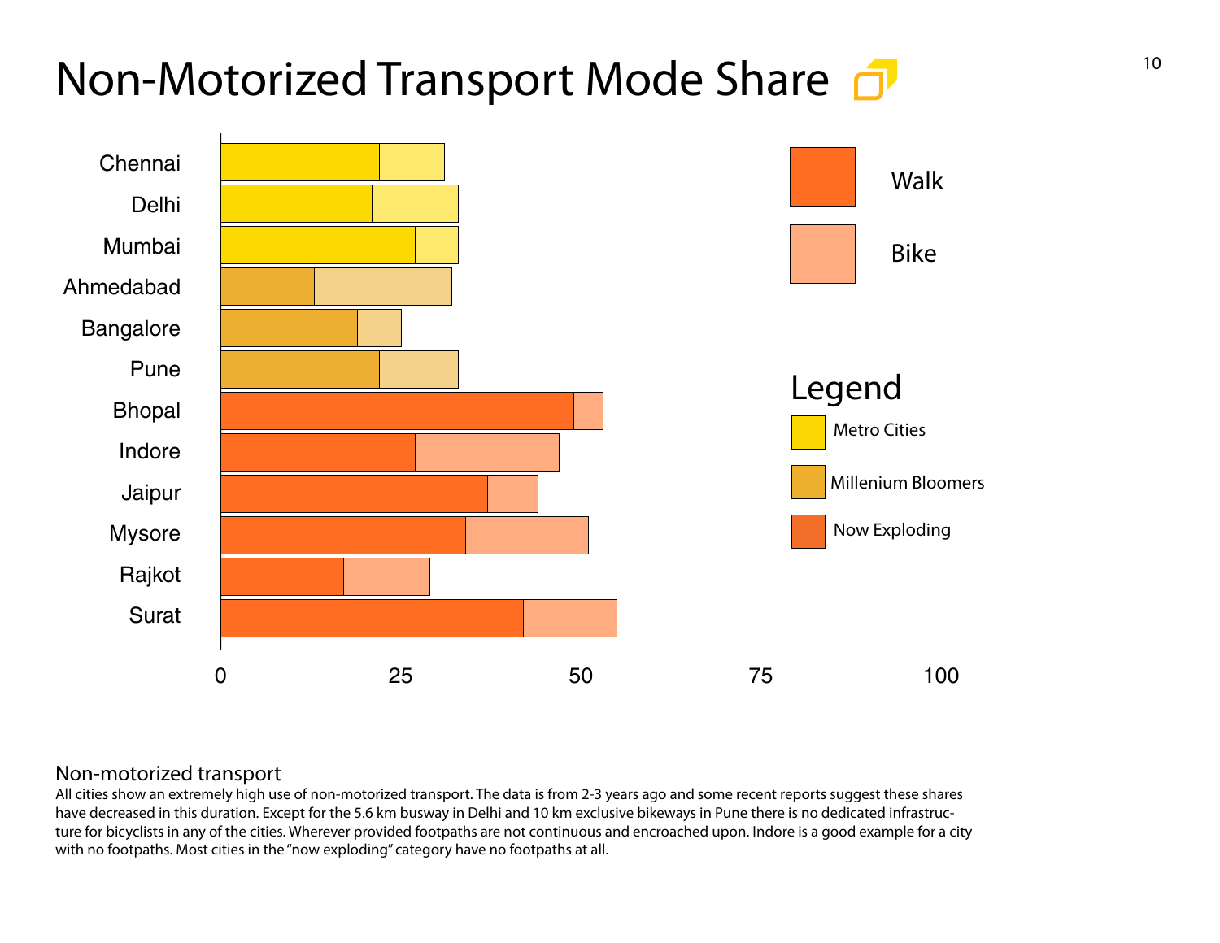# Non-Motorized Transport Mode Share

Chennai
Delhi
Mumbai
Ahmedabad
Bangalore
Pune
Bhopal
Indore
Jaipur
Mysore
Rajkot
Surat

0 25 50 75 100

Walk

Bike

Legend

Metro Cities

Millenium Bloomers

Now Exploding

## Non-motorized transport

All cities show an extremely high use of non-motorized transport. The data is from 2-3 years ago and some recent reports suggest these shares have decreased in this duration. Except for the 5.6 km busway in Delhi and 10 km exclusive bikeways in Pune there is no dedicated infrastructure for bicyclists in any of the cities. Wherever provided footpaths are not continuous and encroached upon. Indore is a good example for a city with no footpaths. Most cities in the "now exploding" category have no footpaths at all.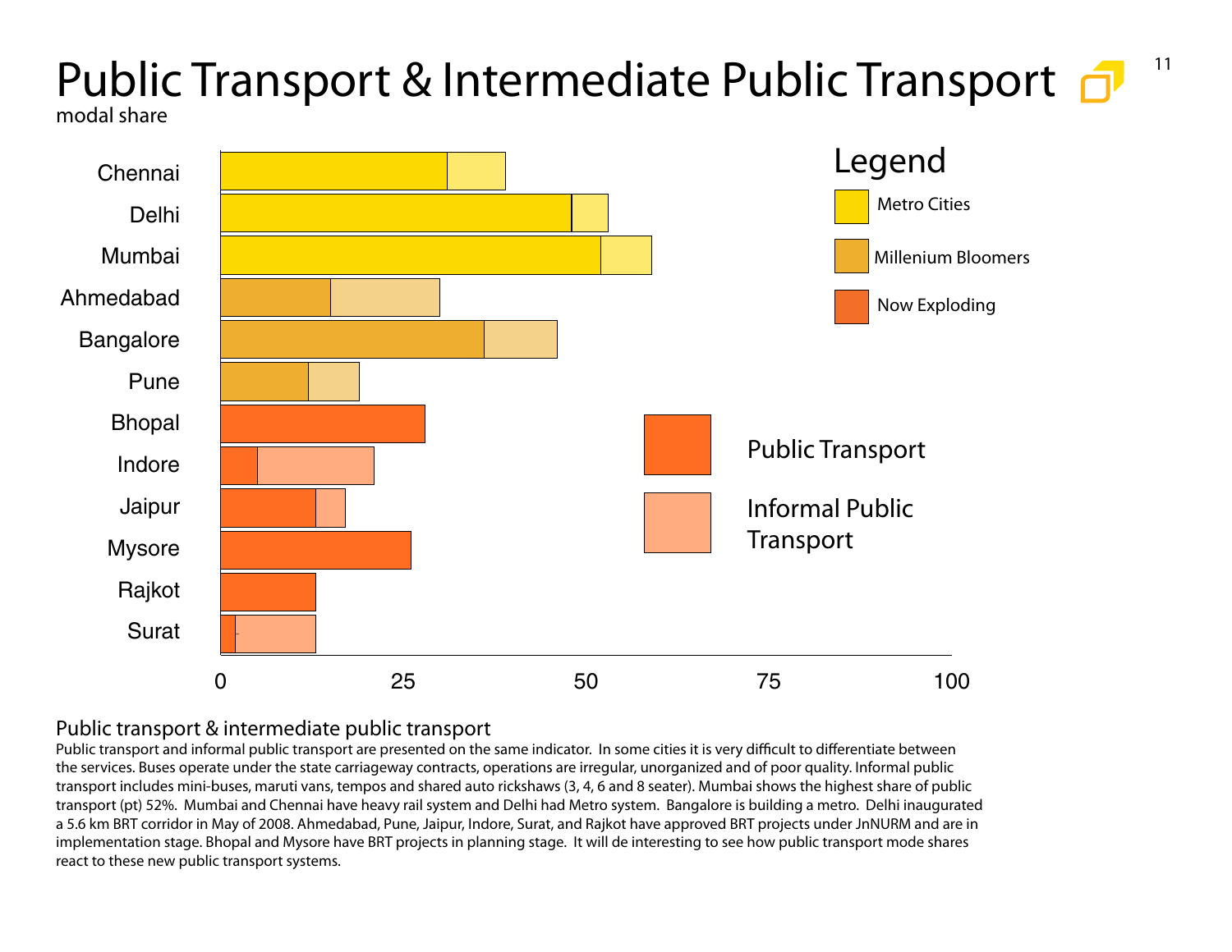# Public Transport & Intermediate Public Transport

modal share

Legend

- Metro Cities
- Millenium Bloomers
- Now Exploding

- Public Transport
- Informal Public Transport

Chennai, Delhi, Mumbai, Ahmedabad, Bangalore, Pune, Bhopal, Indore, Jaipur, Mysore, Rajkot, Surat

0 25 50 75 100

## Public transport & intermediate public transport

Public transport and informal public transport are presented on the same indicator. In some cities it is very difficult to differentiate between the services. Buses operate under the state carriageway contracts, operations are irregular, unorganized and of poor quality. Informal public transport includes mini-buses, maruti vans, tempos and shared auto rickshaws (3, 4, 6 and 8 seater). Mumbai shows the highest share of public transport (pt) 52%. Mumbai and Chennai have heavy rail system and Delhi had Metro system. Bangalore is building a metro. Delhi inaugurated a 5.6 km BRT corridor in May of 2008. Ahmedabad, Pune, Jaipur, Indore, Surat, and Rajkot have approved BRT projects under JnNURM and are in implementation stage. Bhopal and Mysore have BRT projects in planning stage. It will de interesting to see how public transport mode shares react to these new public transport systems.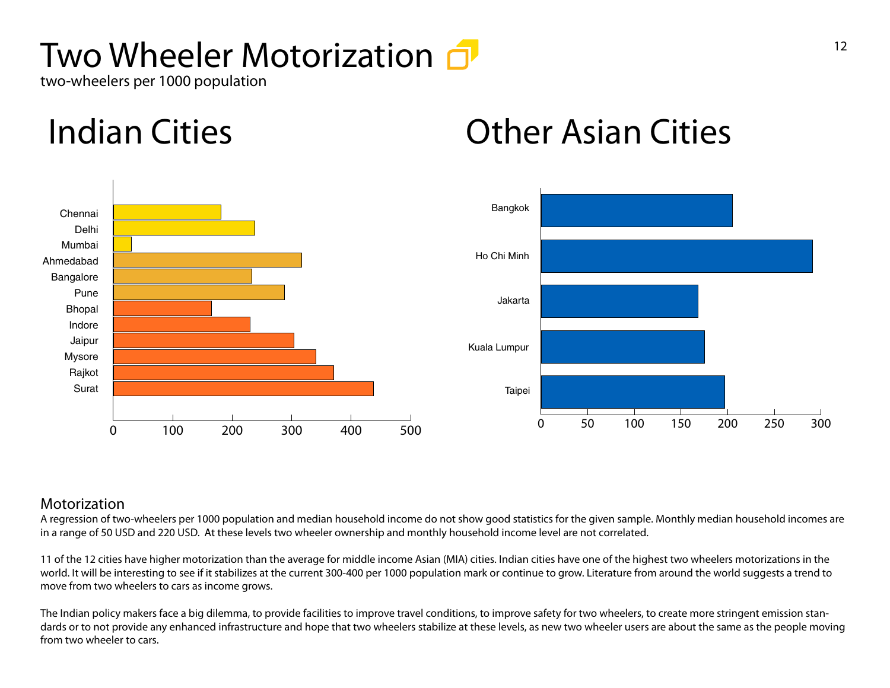# Two Wheeler Motorization

two-wheelers per 1000 population

## Indian Cities

## Other Asian Cities

### Motorization

A regression of two-wheelers per 1000 population and median household income do not show good statistics for the given sample. Monthly median household incomes are in a range of 50 USD and 220 USD. At these levels two wheeler ownership and monthly household income level are not correlated.

11 of the 12 cities have higher motorization than the average for middle income Asian (MIA) cities. Indian cities have one of the highest two wheelers motorizations in the world. It will be interesting to see if it stabilizes at the current 300-400 per 1000 population mark or continue to grow. Literature from around the world suggests a trend to move from two wheelers to cars as income grows.

The Indian policy makers face a big dilemma, to provide facilities to improve travel conditions, to improve safety for two wheelers, to create more stringent emission standards or to not provide any enhanced infrastructure and hope that two wheelers stabilize at these levels, as new two wheeler users are about the same as the people moving from two wheeler to cars.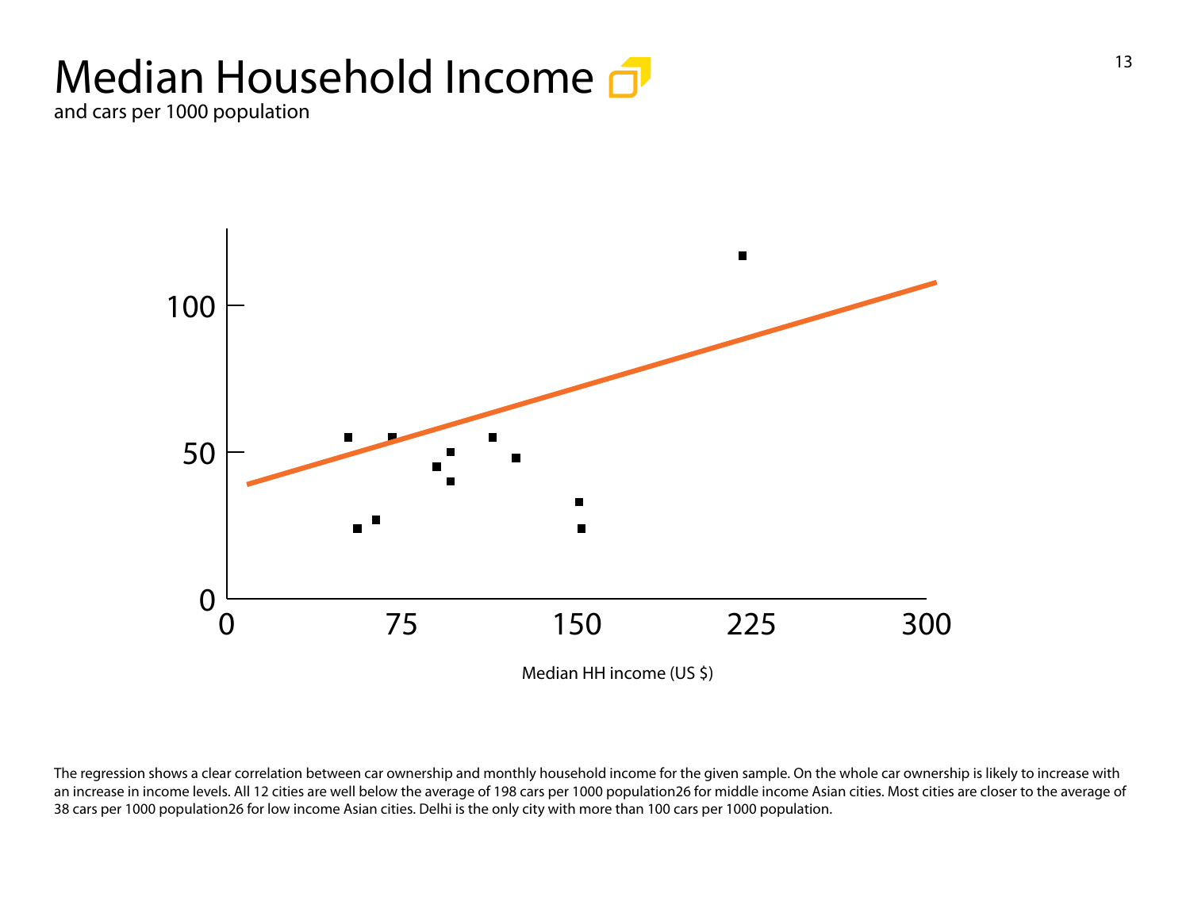# Median Household Income

and cars per 1000 population

Median HH income (US $)

The regression shows a clear correlation between car ownership and monthly household income for the given sample. On the whole car ownership is likely to increase with an increase in income levels. All 12 cities are well below the average of 198 cars per 1000 population26 for middle income Asian cities. Most cities are closer to the average of 38 cars per 1000 population26 for low income Asian cities. Delhi is the only city with more than 100 cars per 1000 population.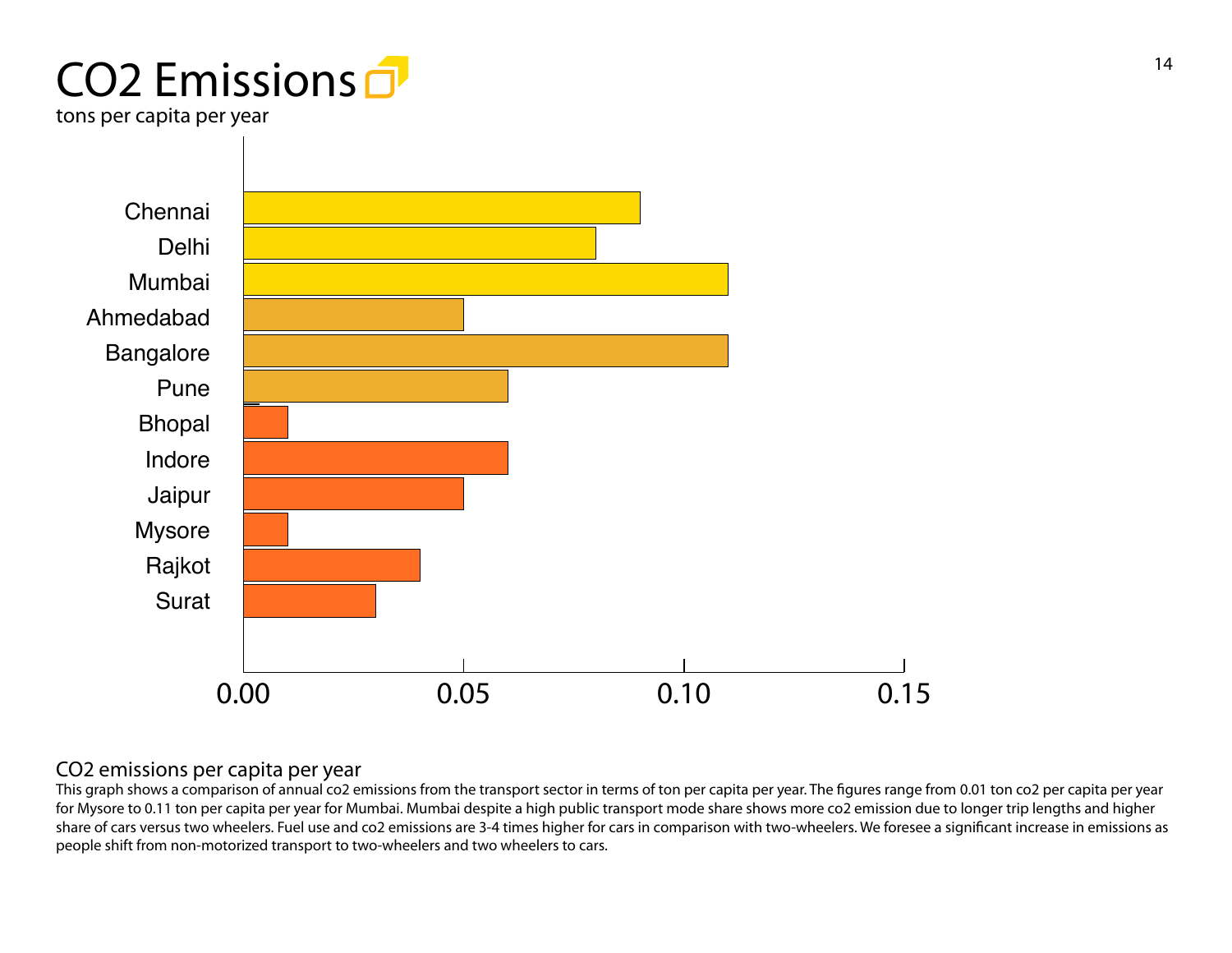# $CO_2$ Emissions

tons per capita per year

| City | $CO_2$ emissions (tons per capita per year) |
|---|---|
| Chennai | 0.09 |
| Delhi | 0.08 |
| Mumbai | 0.11 |
| Ahmedabad | 0.05 |
| Bangalore | 0.11 |
| Pune | 0.06 |
| Bhopal | 0.01 |
| Indore | 0.06 |
| Jaipur | 0.05 |
| Mysore | 0.01 |
| Rajkot | 0.04 |
| Surat | 0.03 |

## $CO_2$ emissions per capita per year

This graph shows a comparison of annual co2 emissions from the transport sector in terms of ton per capita per year. The figures range from 0.01 ton co2 per capita per year for Mysore to 0.11 ton per capita per year for Mumbai. Mumbai despite a high public transport mode share shows more co2 emission due to longer trip lengths and higher share of cars versus two wheelers. Fuel use and co2 emissions are 3-4 times higher for cars in comparison with two-wheelers. We foresee a significant increase in emissions as people shift from non-motorized transport to two-wheelers and two wheelers to cars.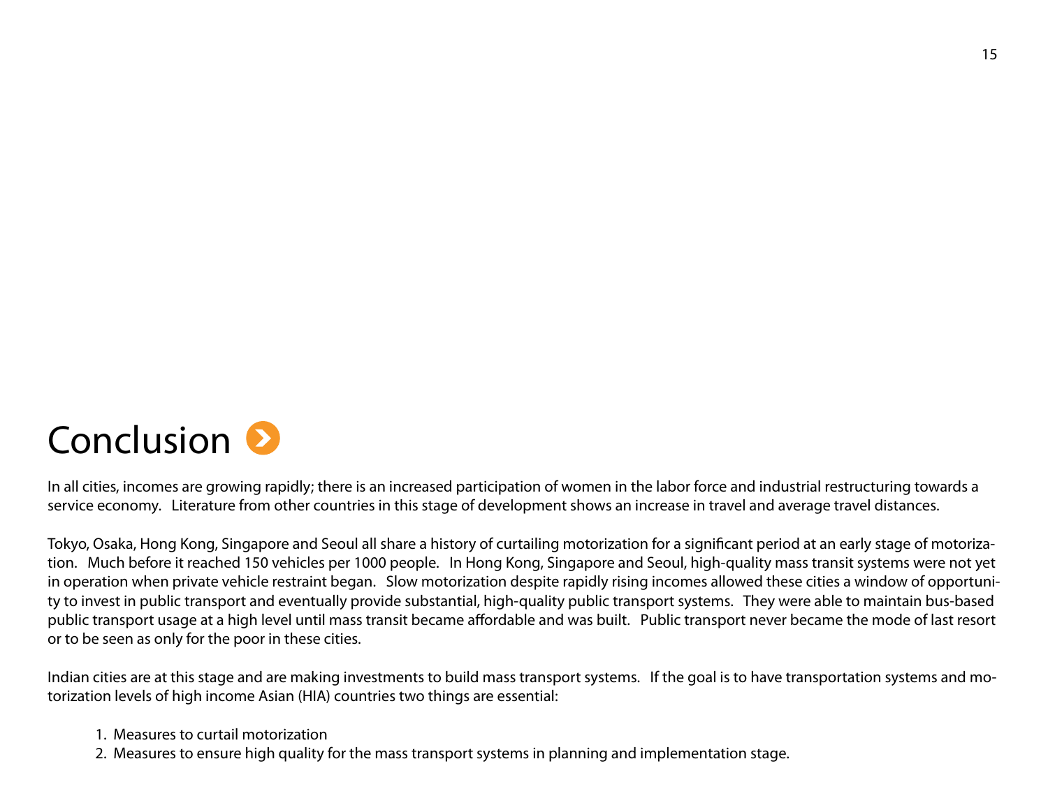# Conclusion

In all cities, incomes are growing rapidly; there is an increased participation of women in the labor force and industrial restructuring towards a service economy. Literature from other countries in this stage of development shows an increase in travel and average travel distances.

Tokyo, Osaka, Hong Kong, Singapore and Seoul all share a history of curtailing motorization for a significant period at an early stage of motorization. Much before it reached 150 vehicles per 1000 people. In Hong Kong, Singapore and Seoul, high-quality mass transit systems were not yet in operation when private vehicle restraint began. Slow motorization despite rapidly rising incomes allowed these cities a window of opportunity to invest in public transport and eventually provide substantial, high-quality public transport systems. They were able to maintain bus-based public transport usage at a high level until mass transit became affordable and was built. Public transport never became the mode of last resort or to be seen as only for the poor in these cities.

Indian cities are at this stage and are making investments to build mass transport systems. If the goal is to have transportation systems and motorization levels of high income Asian (HIA) countries two things are essential:

1. Measures to curtail motorization
2. Measures to ensure high quality for the mass transport systems in planning and implementation stage.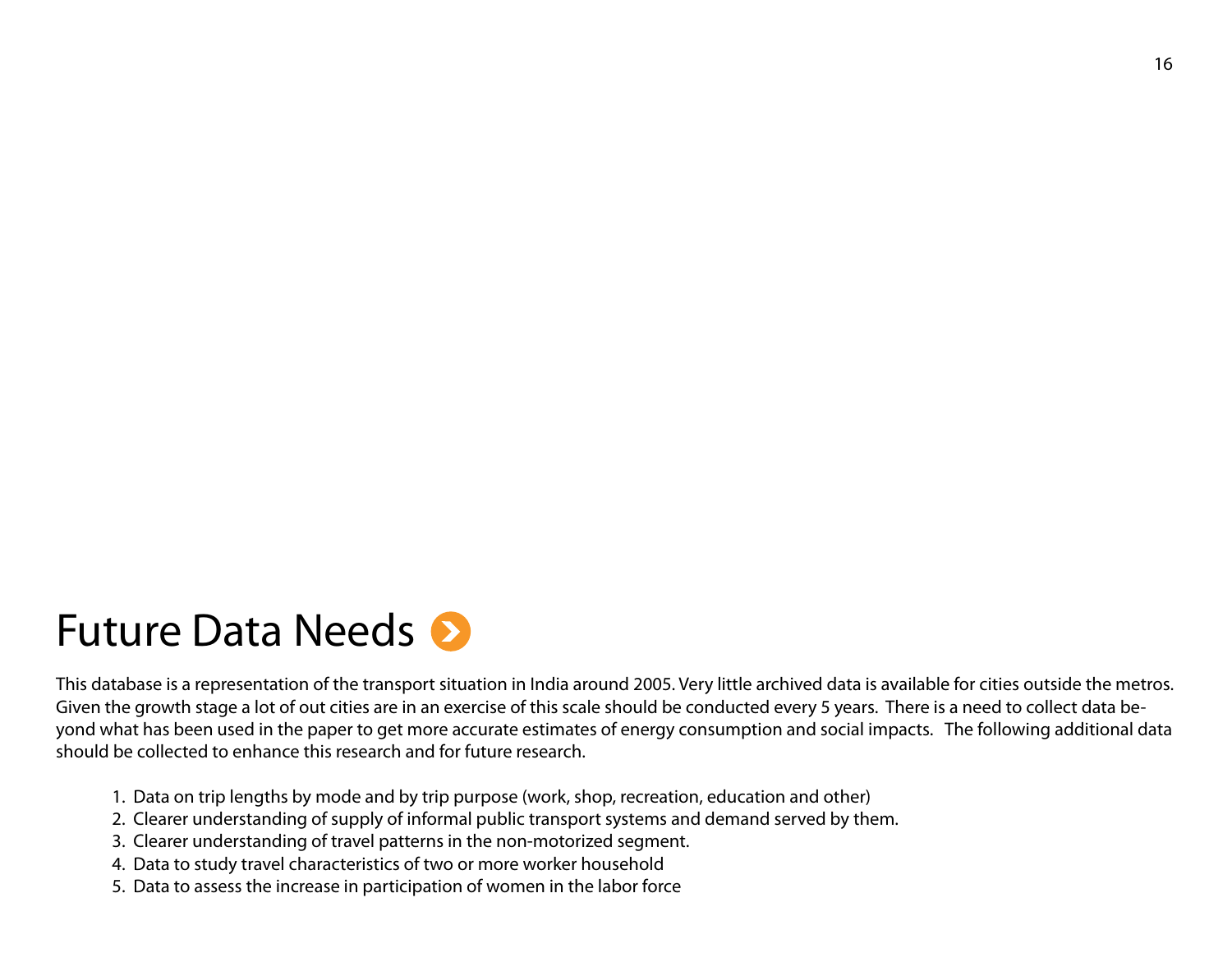# Future Data Needs

This database is a representation of the transport situation in India around 2005. Very little archived data is available for cities outside the metros. Given the growth stage a lot of out cities are in an exercise of this scale should be conducted every 5 years. There is a need to collect data beyond what has been used in the paper to get more accurate estimates of energy consumption and social impacts. The following additional data should be collected to enhance this research and for future research.

1. Data on trip lengths by mode and by trip purpose (work, shop, recreation, education and other)
2. Clearer understanding of supply of informal public transport systems and demand served by them.
3. Clearer understanding of travel patterns in the non-motorized segment.
4. Data to study travel characteristics of two or more worker household
5. Data to assess the increase in participation of women in the labor force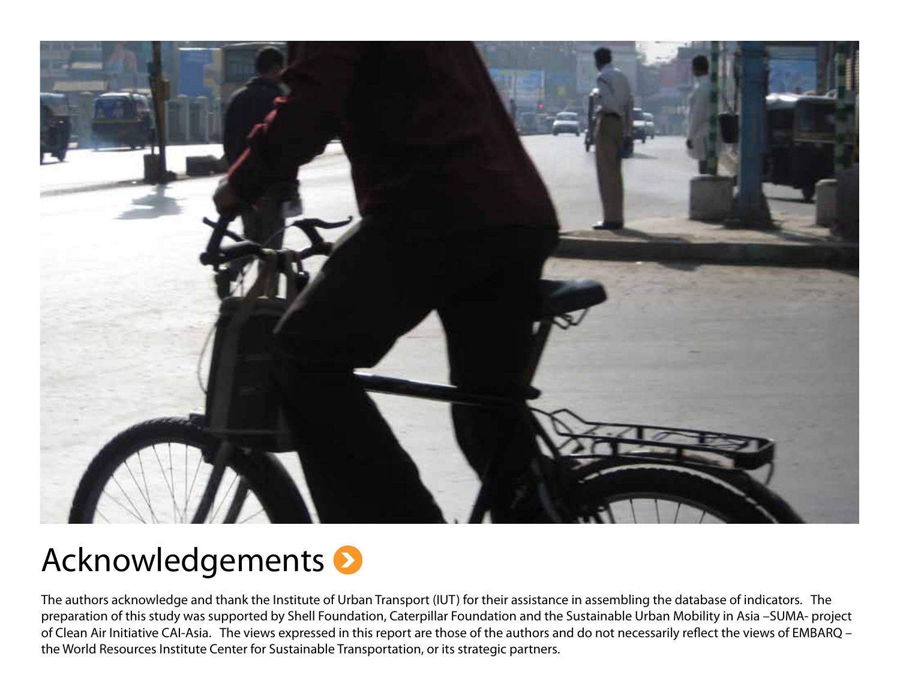# Acknowledgements

The authors acknowledge and thank the Institute of Urban Transport (IUT) for their assistance in assembling the database of indicators. The preparation of this study was supported by Shell Foundation, Caterpillar Foundation and the Sustainable Urban Mobility in Asia –SUMA- project of Clean Air Initiative CAI-Asia. The views expressed in this report are those of the authors and do not necessarily reflect the views of EMBARQ – the World Resources Institute Center for Sustainable Transportation, or its strategic partners.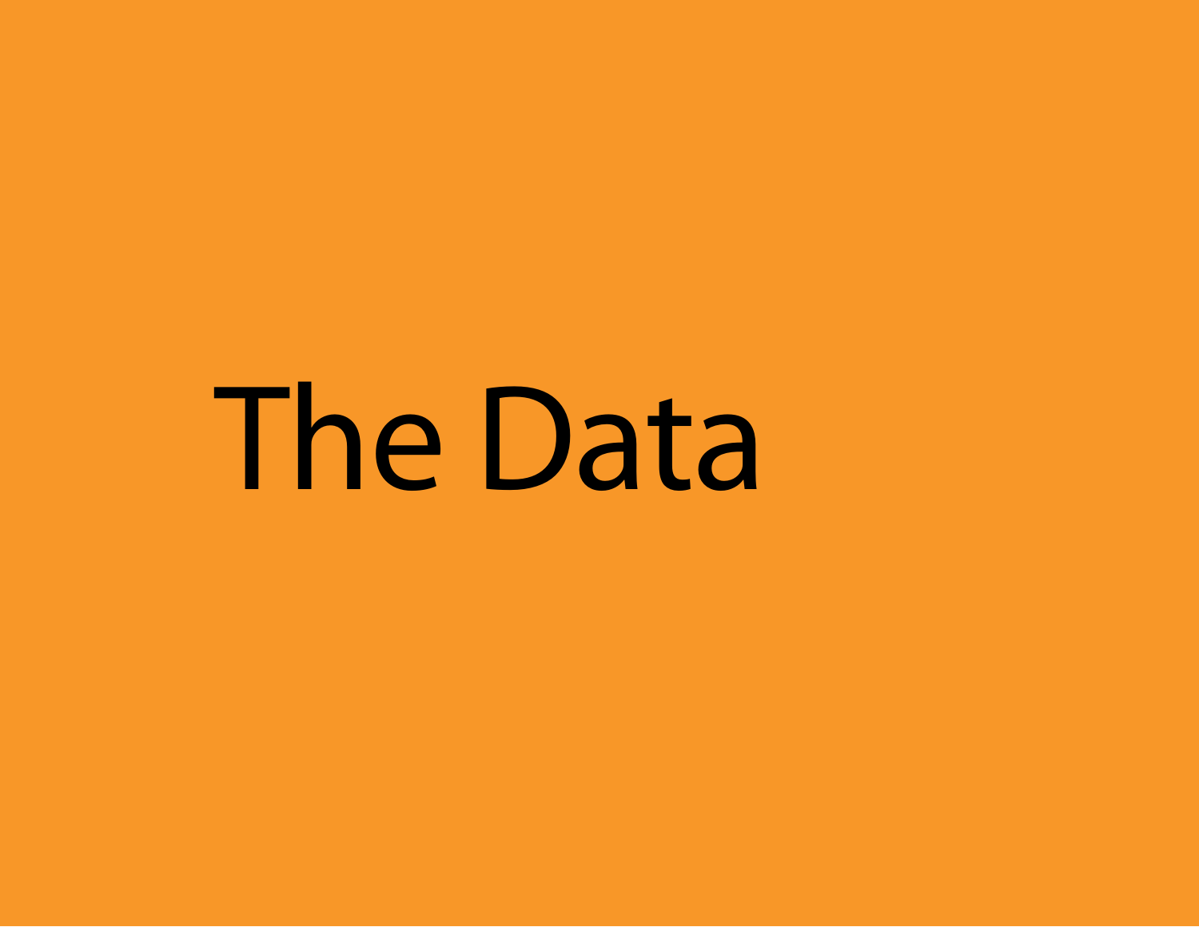# The Data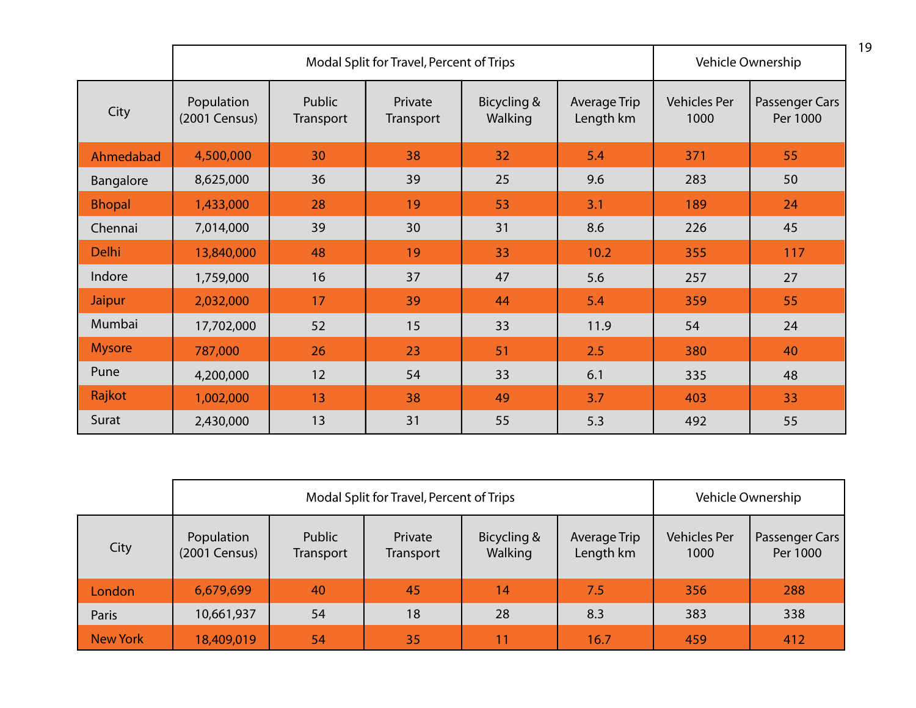| | Modal Split for Travel, Percent of Trips | | | | | Vehicle Ownership | |
|---|---|---|---|---|---|---|---|
| City | Population (2001 Census) | Public Transport | Private Transport | Bicycling & Walking | Average Trip Length km | Vehicles Per 1000 | Passenger Cars Per 1000 |
| Ahmedabad | 4,500,000 | 30 | 38 | 32 | 5.4 | 371 | 55 |
| Bangalore | 8,625,000 | 36 | 39 | 25 | 9.6 | 283 | 50 |
| Bhopal | 1,433,000 | 28 | 19 | 53 | 3.1 | 189 | 24 |
| Chennai | 7,014,000 | 39 | 30 | 31 | 8.6 | 226 | 45 |
| Delhi | 13,840,000 | 48 | 19 | 33 | 10.2 | 355 | 117 |
| Indore | 1,759,000 | 16 | 37 | 47 | 5.6 | 257 | 27 |
| Jaipur | 2,032,000 | 17 | 39 | 44 | 5.4 | 359 | 55 |
| Mumbai | 17,702,000 | 52 | 15 | 33 | 11.9 | 54 | 24 |
| Mysore | 787,000 | 26 | 23 | 51 | 2.5 | 380 | 40 |
| Pune | 4,200,000 | 12 | 54 | 33 | 6.1 | 335 | 48 |
| Rajkot | 1,002,000 | 13 | 38 | 49 | 3.7 | 403 | 33 |
| Surat | 2,430,000 | 13 | 31 | 55 | 5.3 | 492 | 55 |

| | Modal Split for Travel, Percent of Trips | | | | | Vehicle Ownership | |
|---|---|---|---|---|---|---|---|
| City | Population (2001 Census) | Public Transport | Private Transport | Bicycling & Walking | Average Trip Length km | Vehicles Per 1000 | Passenger Cars Per 1000 |
| London | 6,679,699 | 40 | 45 | 14 | 7.5 | 356 | 288 |
| Paris | 10,661,937 | 54 | 18 | 28 | 8.3 | 383 | 338 |
| New York | 18,409,019 | 54 | 35 | 11 | 16.7 | 459 | 412 |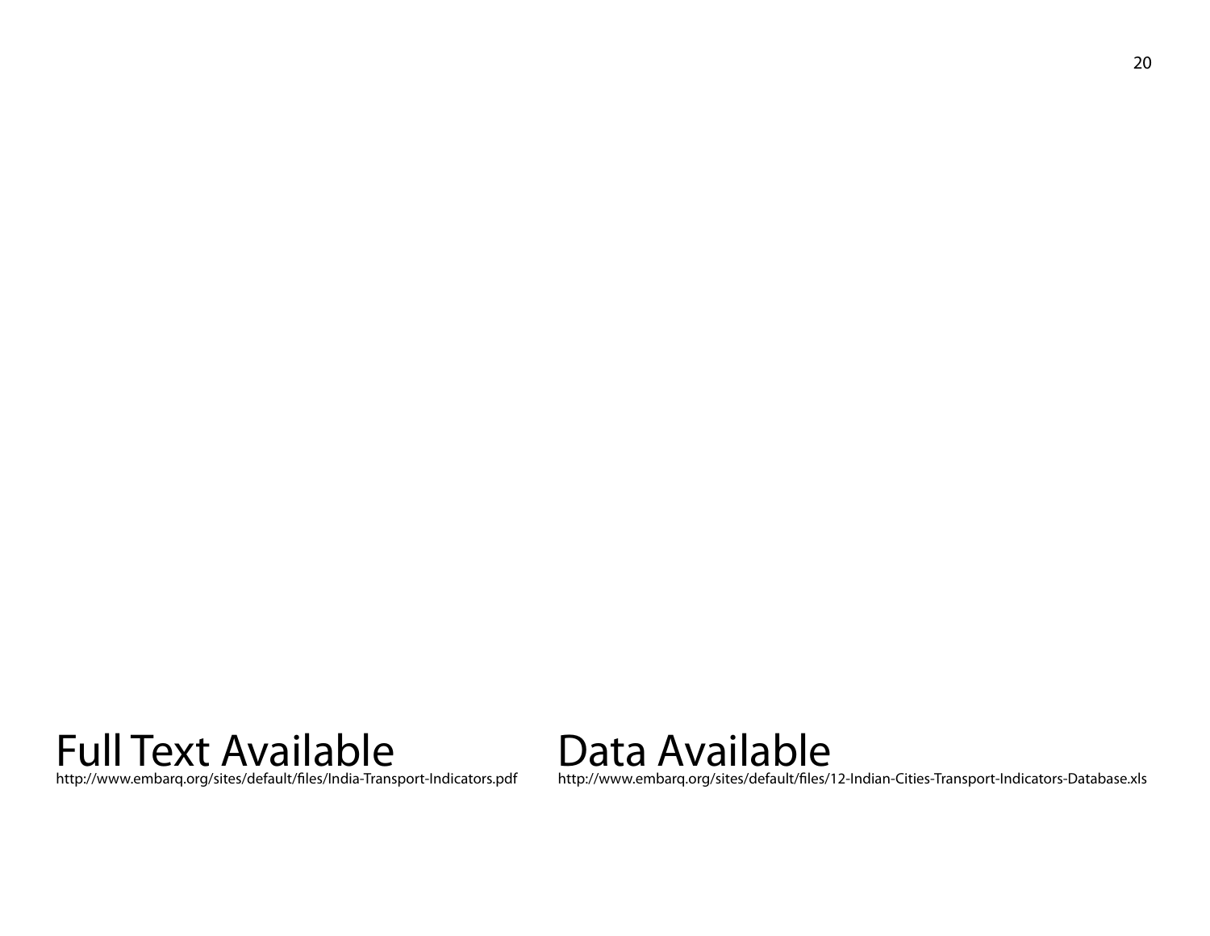## Full Text Available

http://www.embarq.org/sites/default/files/India-Transport-Indicators.pdf

## Data Available

http://www.embarq.org/sites/default/files/12-Indian-Cities-Transport-Indicators-Database.xls